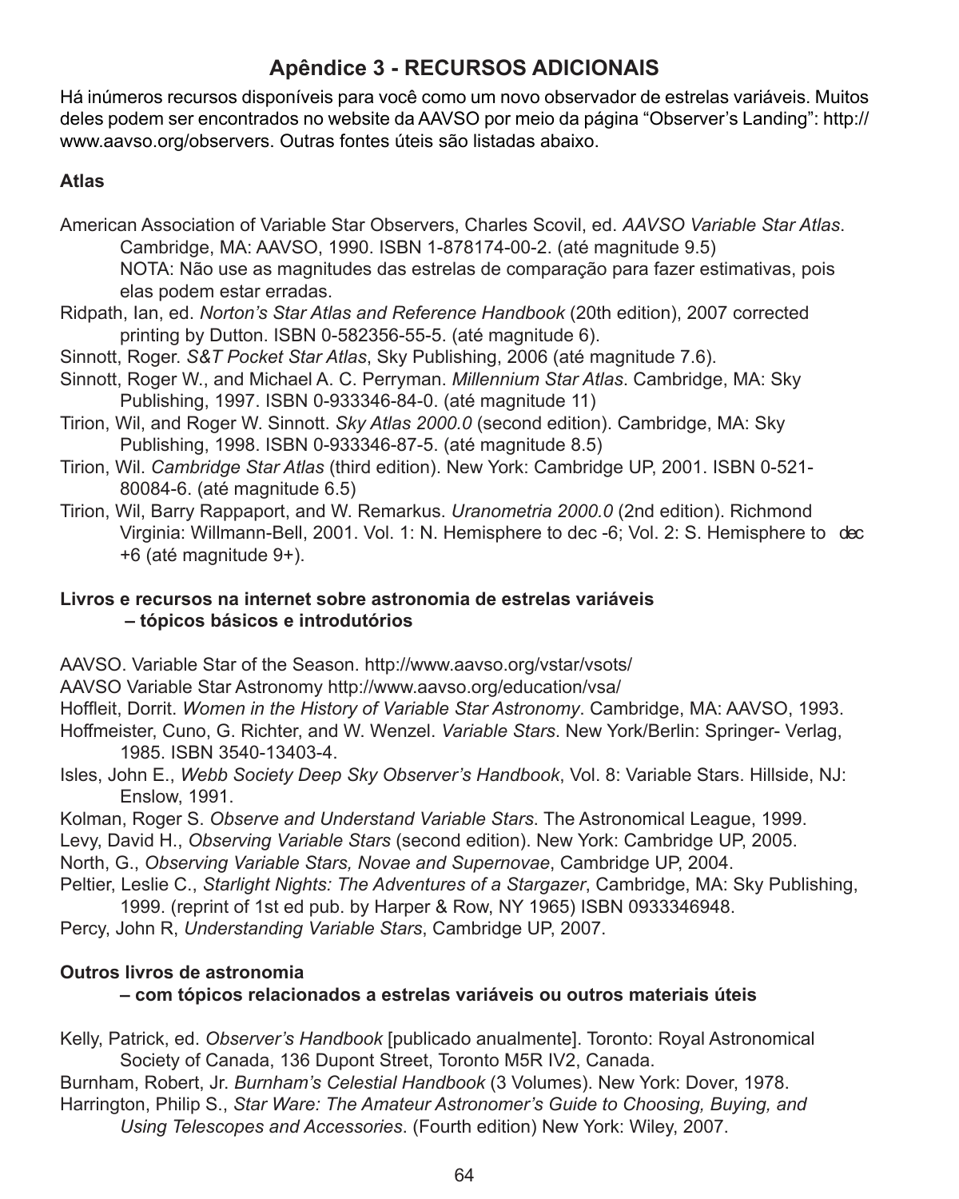# Apêndice 3 - RECURSOS ADICIONAIS

Há inúmeros recursos disponíveis para você como um novo observador de estrelas variáveis. Muitos deles podem ser encontrados no website da AAVSO por meio da página "Observer's Landing": http://www.aavso.org/observers. Outras fontes úteis são listadas abaixo.

## Atlas

American Association of Variable Star Observers, Charles Scovil, ed. *AAVSO Variable Star Atlas*. Cambridge, MA: AAVSO, 1990. ISBN 1-878174-00-2. (até magnitude 9.5)
NOTA: Não use as magnitudes das estrelas de comparação para fazer estimativas, pois elas podem estar erradas.

Ridpath, Ian, ed. *Norton's Star Atlas and Reference Handbook* (20th edition), 2007 corrected printing by Dutton. ISBN 0-582356-55-5. (até magnitude 6).

Sinnott, Roger. *S&T Pocket Star Atlas*, Sky Publishing, 2006 (até magnitude 7.6).

Sinnott, Roger W., and Michael A. C. Perryman. *Millennium Star Atlas*. Cambridge, MA: Sky Publishing, 1997. ISBN 0-933346-84-0. (até magnitude 11)

Tirion, Wil, and Roger W. Sinnott. *Sky Atlas 2000.0* (second edition). Cambridge, MA: Sky Publishing, 1998. ISBN 0-933346-87-5. (até magnitude 8.5)

Tirion, Wil. *Cambridge Star Atlas* (third edition). New York: Cambridge UP, 2001. ISBN 0-521-80084-6. (até magnitude 6.5)

Tirion, Wil, Barry Rappaport, and W. Remarkus. *Uranometria 2000.0* (2nd edition). Richmond Virginia: Willmann-Bell, 2001. Vol. 1: N. Hemisphere to dec -6; Vol. 2: S. Hemisphere to dec +6 (até magnitude 9+).

## Livros e recursos na internet sobre astronomia de estrelas variáveis – tópicos básicos e introdutórios

AAVSO. Variable Star of the Season. http://www.aavso.org/vstar/vsots/

AAVSO Variable Star Astronomy http://www.aavso.org/education/vsa/

Hoffleit, Dorrit. *Women in the History of Variable Star Astronomy*. Cambridge, MA: AAVSO, 1993.

Hoffmeister, Cuno, G. Richter, and W. Wenzel. *Variable Stars*. New York/Berlin: Springer- Verlag, 1985. ISBN 3540-13403-4.

Isles, John E., *Webb Society Deep Sky Observer's Handbook*, Vol. 8: Variable Stars. Hillside, NJ: Enslow, 1991.

Kolman, Roger S. *Observe and Understand Variable Stars*. The Astronomical League, 1999.

Levy, David H., *Observing Variable Stars* (second edition). New York: Cambridge UP, 2005.

North, G., *Observing Variable Stars, Novae and Supernovae*, Cambridge UP, 2004.

Peltier, Leslie C., *Starlight Nights: The Adventures of a Stargazer*, Cambridge, MA: Sky Publishing, 1999. (reprint of 1st ed pub. by Harper & Row, NY 1965) ISBN 0933346948.

Percy, John R, *Understanding Variable Stars*, Cambridge UP, 2007.

## Outros livros de astronomia – com tópicos relacionados a estrelas variáveis ou outros materiais úteis

Kelly, Patrick, ed. *Observer's Handbook* [publicado anualmente]. Toronto: Royal Astronomical Society of Canada, 136 Dupont Street, Toronto M5R IV2, Canada.

Burnham, Robert, Jr. *Burnham's Celestial Handbook* (3 Volumes). New York: Dover, 1978.

Harrington, Philip S., *Star Ware: The Amateur Astronomer's Guide to Choosing, Buying, and Using Telescopes and Accessories*. (Fourth edition) New York: Wiley, 2007.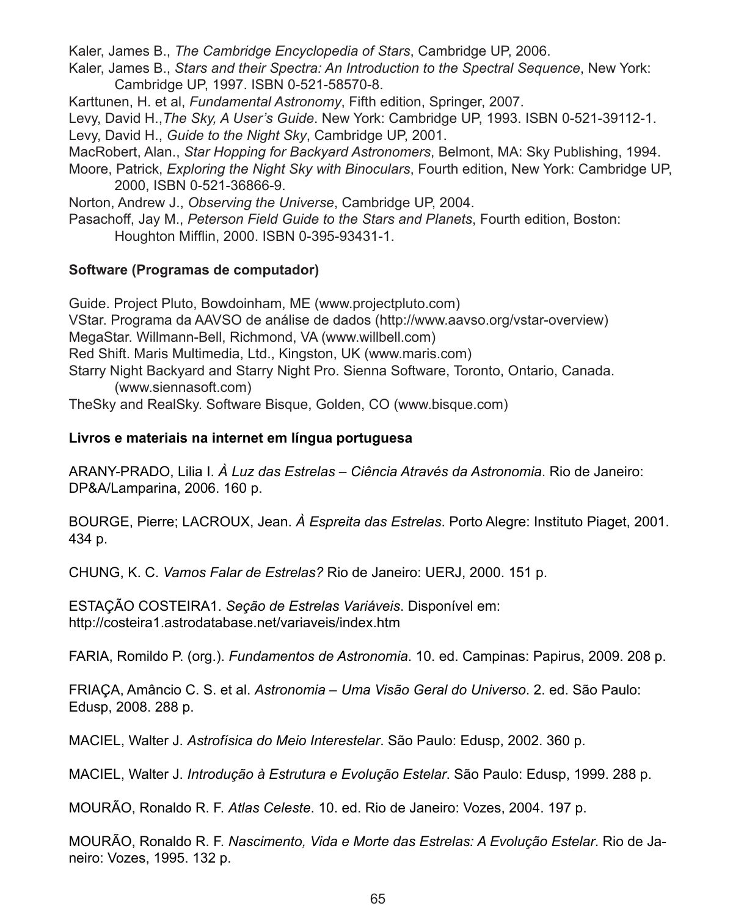Kaler, James B., *The Cambridge Encyclopedia of Stars*, Cambridge UP, 2006.

Kaler, James B., *Stars and their Spectra: An Introduction to the Spectral Sequence*, New York: Cambridge UP, 1997. ISBN 0-521-58570-8.

Karttunen, H. et al, *Fundamental Astronomy*, Fifth edition, Springer, 2007.

Levy, David H.,*The Sky, A User's Guide*. New York: Cambridge UP, 1993. ISBN 0-521-39112-1.

Levy, David H., *Guide to the Night Sky*, Cambridge UP, 2001.

MacRobert, Alan., *Star Hopping for Backyard Astronomers*, Belmont, MA: Sky Publishing, 1994.

Moore, Patrick, *Exploring the Night Sky with Binoculars*, Fourth edition, New York: Cambridge UP, 2000, ISBN 0-521-36866-9.

Norton, Andrew J., *Observing the Universe*, Cambridge UP, 2004.

Pasachoff, Jay M., *Peterson Field Guide to the Stars and Planets*, Fourth edition, Boston: Houghton Mifflin, 2000. ISBN 0-395-93431-1.

**Software (Programas de computador)**

Guide. Project Pluto, Bowdoinham, ME (www.projectpluto.com)

VStar. Programa da AAVSO de análise de dados (http://www.aavso.org/vstar-overview)

MegaStar. Willmann-Bell, Richmond, VA (www.willbell.com)

Red Shift. Maris Multimedia, Ltd., Kingston, UK (www.maris.com)

Starry Night Backyard and Starry Night Pro. Sienna Software, Toronto, Ontario, Canada. (www.siennasoft.com)

TheSky and RealSky. Software Bisque, Golden, CO (www.bisque.com)

**Livros e materiais na internet em língua portuguesa**

ARANY-PRADO, Lilia I. *À Luz das Estrelas – Ciência Através da Astronomia*. Rio de Janeiro: DP&A/Lamparina, 2006. 160 p.

BOURGE, Pierre; LACROUX, Jean. *À Espreita das Estrelas*. Porto Alegre: Instituto Piaget, 2001. 434 p.

CHUNG, K. C. *Vamos Falar de Estrelas?* Rio de Janeiro: UERJ, 2000. 151 p.

ESTAÇÃO COSTEIRA1. *Seção de Estrelas Variáveis*. Disponível em: http://costeira1.astrodatabase.net/variaveis/index.htm

FARIA, Romildo P. (org.). *Fundamentos de Astronomia*. 10. ed. Campinas: Papirus, 2009. 208 p.

FRIAÇA, Amâncio C. S. et al. *Astronomia – Uma Visão Geral do Universo*. 2. ed. São Paulo: Edusp, 2008. 288 p.

MACIEL, Walter J. *Astrofísica do Meio Interestelar*. São Paulo: Edusp, 2002. 360 p.

MACIEL, Walter J. *Introdução à Estrutura e Evolução Estelar*. São Paulo: Edusp, 1999. 288 p.

MOURÃO, Ronaldo R. F. *Atlas Celeste*. 10. ed. Rio de Janeiro: Vozes, 2004. 197 p.

MOURÃO, Ronaldo R. F. *Nascimento, Vida e Morte das Estrelas: A Evolução Estelar*. Rio de Janeiro: Vozes, 1995. 132 p.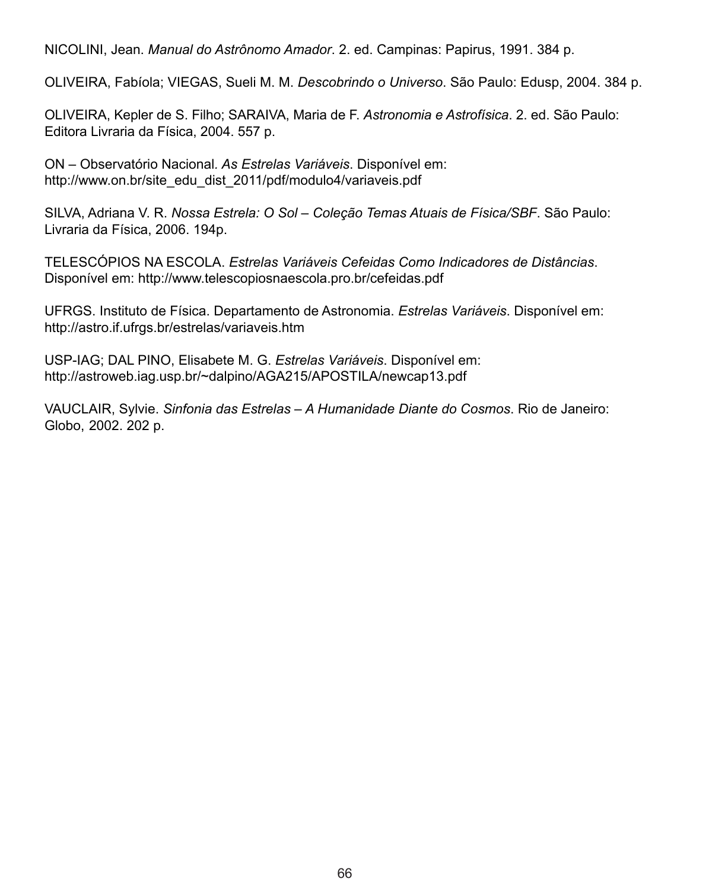NICOLINI, Jean. *Manual do Astrônomo Amador*. 2. ed. Campinas: Papirus, 1991. 384 p.

OLIVEIRA, Fabíola; VIEGAS, Sueli M. M. *Descobrindo o Universo*. São Paulo: Edusp, 2004. 384 p.

OLIVEIRA, Kepler de S. Filho; SARAIVA, Maria de F. *Astronomia e Astrofísica*. 2. ed. São Paulo: Editora Livraria da Física, 2004. 557 p.

ON – Observatório Nacional. *As Estrelas Variáveis*. Disponível em: http://www.on.br/site_edu_dist_2011/pdf/modulo4/variaveis.pdf

SILVA, Adriana V. R. *Nossa Estrela: O Sol – Coleção Temas Atuais de Física/SBF*. São Paulo: Livraria da Física, 2006. 194p.

TELESCÓPIOS NA ESCOLA. *Estrelas Variáveis Cefeidas Como Indicadores de Distâncias*. Disponível em: http://www.telescopiosnaescola.pro.br/cefeidas.pdf

UFRGS. Instituto de Física. Departamento de Astronomia. *Estrelas Variáveis*. Disponível em: http://astro.if.ufrgs.br/estrelas/variaveis.htm

USP-IAG; DAL PINO, Elisabete M. G. *Estrelas Variáveis*. Disponível em: http://astroweb.iag.usp.br/~dalpino/AGA215/APOSTILA/newcap13.pdf

VAUCLAIR, Sylvie. *Sinfonia das Estrelas – A Humanidade Diante do Cosmos*. Rio de Janeiro: Globo, 2002. 202 p.